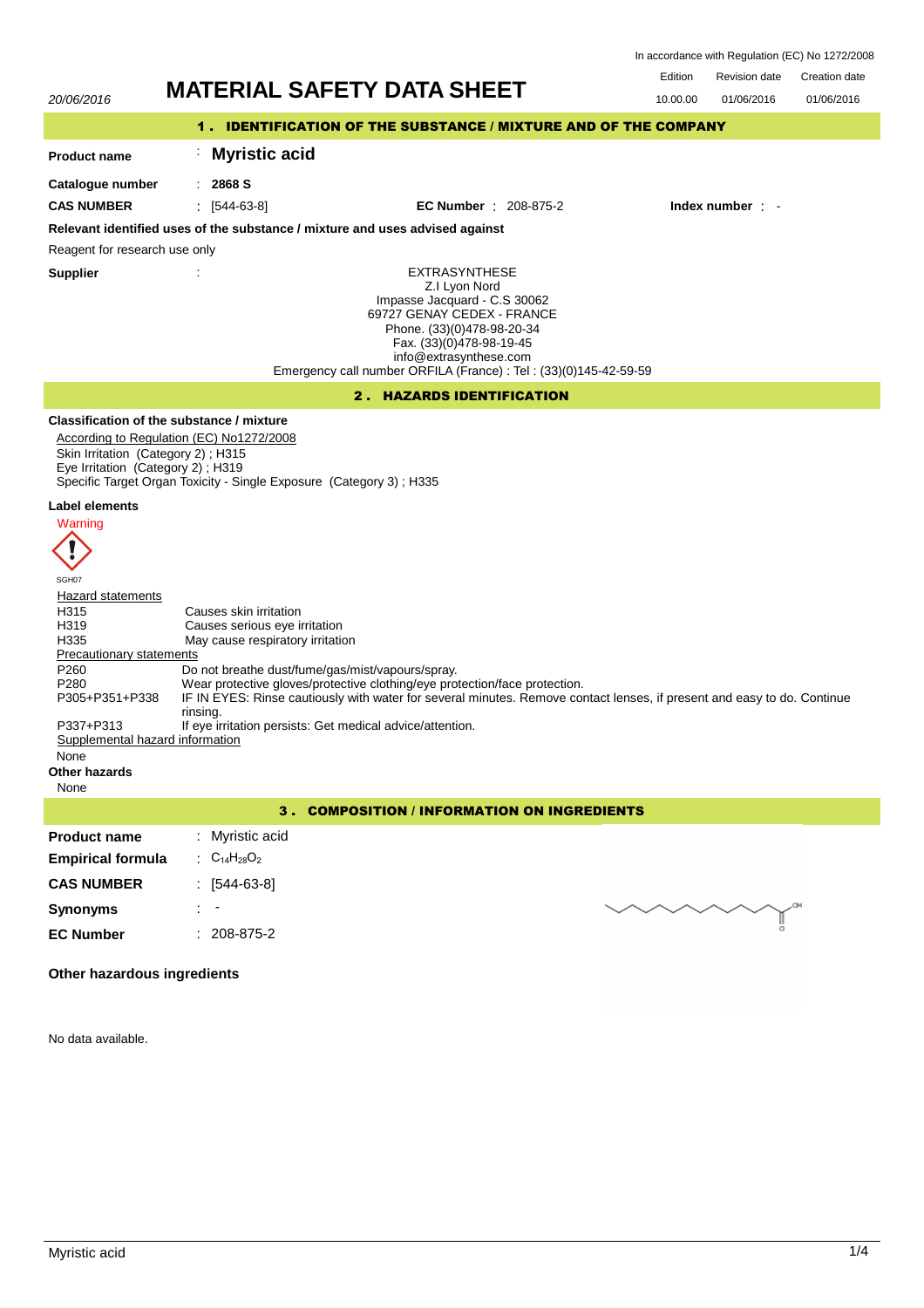In accordance with Regulation (EC) No 1272/2008

20/06/2016

# MATERIAL SAFETY DATA SHEET

| Edition | Revision date | Creation date |
|---|---|---|
| 10.00.00 | 01/06/2016 | 01/06/2016 |

## 1 . IDENTIFICATION OF THE SUBSTANCE / MIXTURE AND OF THE COMPANY

**Product name** : **Myristic acid**

**Catalogue number** : **2868 S**

**CAS NUMBER** : [544-63-8] **EC Number** : 208-875-2 **Index number** : -

**Relevant identified uses of the substance / mixture and uses advised against**

Reagent for research use only

**Supplier** :

EXTRASYNTHESE
Z.I Lyon Nord
Impasse Jacquard - C.S 30062
69727 GENAY CEDEX - FRANCE
Phone. (33)(0)478-98-20-34
Fax. (33)(0)478-98-19-45
info@extrasynthese.com
Emergency call number ORFILA (France) : Tel : (33)(0)145-42-59-59

## 2 . HAZARDS IDENTIFICATION

**Classification of the substance / mixture**

According to Regulation (EC) No1272/2008
Skin Irritation (Category 2) ; H315
Eye Irritation (Category 2) ; H319
Specific Target Organ Toxicity - Single Exposure (Category 3) ; H335

**Label elements**

Warning

SGH07

Hazard statements

| | |
|---|---|
| H315 | Causes skin irritation |
| H319 | Causes serious eye irritation |
| H335 | May cause respiratory irritation |

Precautionary statements

| | |
|---|---|
| P260 | Do not breathe dust/fume/gas/mist/vapours/spray. |
| P280 | Wear protective gloves/protective clothing/eye protection/face protection. |
| P305+P351+P338 | IF IN EYES: Rinse cautiously with water for several minutes. Remove contact lenses, if present and easy to do. Continue rinsing. |
| P337+P313 | If eye irritation persists: Get medical advice/attention. |

Supplemental hazard information

None

**Other hazards**

None

## 3 . COMPOSITION / INFORMATION ON INGREDIENTS

**Product name** : Myristic acid

**Empirical formula** : $C_{14}H_{28}O_2$

**CAS NUMBER** : [544-63-8]

**Synonyms** : -

**EC Number** : 208-875-2

**Other hazardous ingredients**

No data available.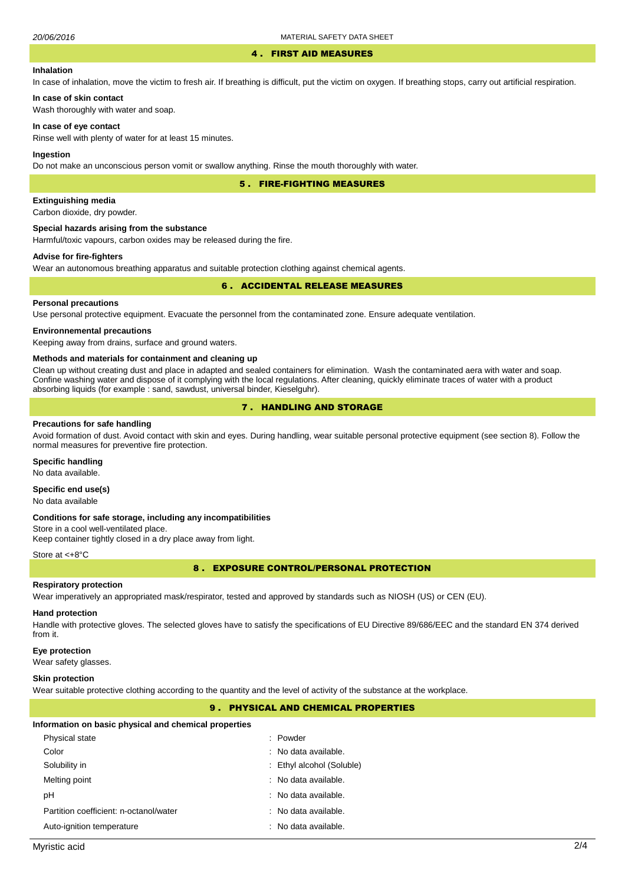## 4 . FIRST AID MEASURES

### Inhalation

In case of inhalation, move the victim to fresh air. If breathing is difficult, put the victim on oxygen. If breathing stops, carry out artificial respiration.

### In case of skin contact

Wash thoroughly with water and soap.

### In case of eye contact

Rinse well with plenty of water for at least 15 minutes.

### Ingestion

Do not make an unconscious person vomit or swallow anything. Rinse the mouth thoroughly with water.

## 5 . FIRE-FIGHTING MEASURES

### Extinguishing media

Carbon dioxide, dry powder.

### Special hazards arising from the substance

Harmful/toxic vapours, carbon oxides may be released during the fire.

### Advise for fire-fighters

Wear an autonomous breathing apparatus and suitable protection clothing against chemical agents.

## 6 . ACCIDENTAL RELEASE MEASURES

### Personal precautions

Use personal protective equipment. Evacuate the personnel from the contaminated zone. Ensure adequate ventilation.

### Environnemental precautions

Keeping away from drains, surface and ground waters.

### Methods and materials for containment and cleaning up

Clean up without creating dust and place in adapted and sealed containers for elimination. Wash the contaminated aera with water and soap. Confine washing water and dispose of it complying with the local regulations. After cleaning, quickly eliminate traces of water with a product absorbing liquids (for example : sand, sawdust, universal binder, Kieselguhr).

## 7 . HANDLING AND STORAGE

### Precautions for safe handling

Avoid formation of dust. Avoid contact with skin and eyes. During handling, wear suitable personal protective equipment (see section 8). Follow the normal measures for preventive fire protection.

### Specific handling

No data available.

### Specific end use(s)

No data available

### Conditions for safe storage, including any incompatibilities

Store in a cool well-ventilated place.
Keep container tightly closed in a dry place away from light.

Store at <+8°C

## 8 . EXPOSURE CONTROL/PERSONAL PROTECTION

### Respiratory protection

Wear imperatively an appropriated mask/respirator, tested and approved by standards such as NIOSH (US) or CEN (EU).

### Hand protection

Handle with protective gloves. The selected gloves have to satisfy the specifications of EU Directive 89/686/EEC and the standard EN 374 derived from it.

### Eye protection

Wear safety glasses.

### Skin protection

Wear suitable protective clothing according to the quantity and the level of activity of the substance at the workplace.

## 9 . PHYSICAL AND CHEMICAL PROPERTIES

### Information on basic physical and chemical properties

| Property | Value |
|---|---|
| Physical state | : Powder |
| Color | : No data available. |
| Solubility in | : Ethyl alcohol (Soluble) |
| Melting point | : No data available. |
| pH | : No data available. |
| Partition coefficient: n-octanol/water | : No data available. |
| Auto-ignition temperature | : No data available. |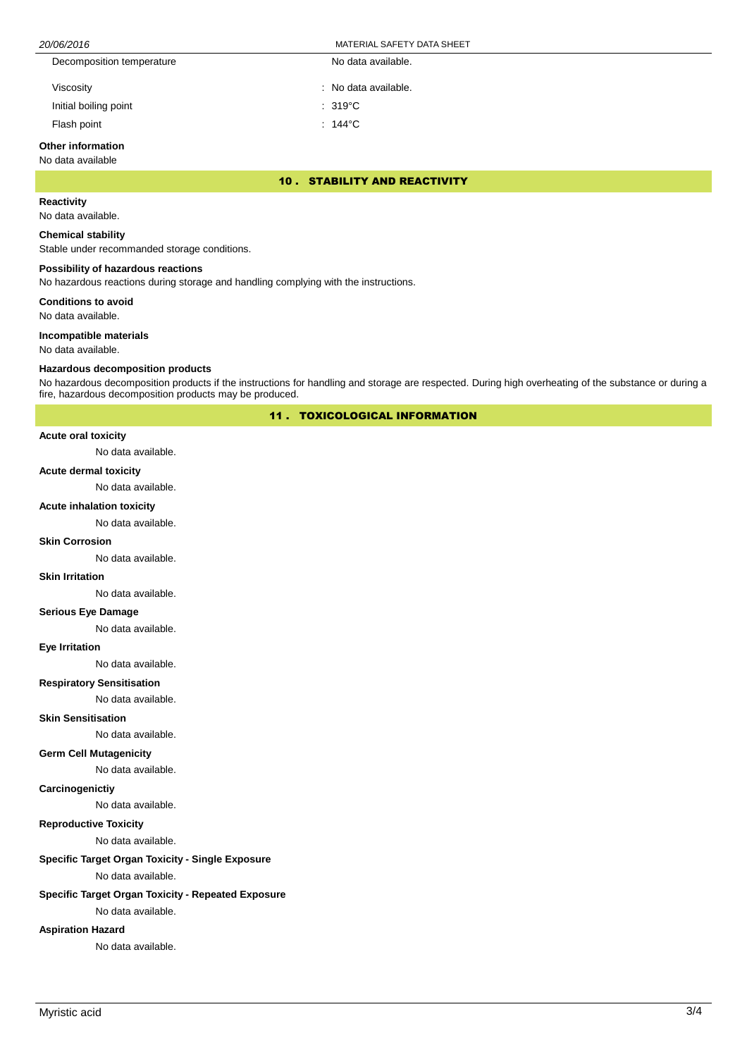| | |
|---|---|
| Decomposition temperature | No data available. |
| Viscosity | : No data available. |
| Initial boiling point | : 319°C |
| Flash point | : 144°C |

**Other information**

No data available

## 10 . STABILITY AND REACTIVITY

**Reactivity**

No data available.

**Chemical stability**

Stable under recommanded storage conditions.

**Possibility of hazardous reactions**

No hazardous reactions during storage and handling complying with the instructions.

**Conditions to avoid**

No data available.

**Incompatible materials**

No data available.

**Hazardous decomposition products**

No hazardous decomposition products if the instructions for handling and storage are respected. During high overheating of the substance or during a fire, hazardous decomposition products may be produced.

## 11 . TOXICOLOGICAL INFORMATION

**Acute oral toxicity**

No data available.

**Acute dermal toxicity**

No data available.

**Acute inhalation toxicity**

No data available.

**Skin Corrosion**

No data available.

**Skin Irritation**

No data available.

**Serious Eye Damage**

No data available.

**Eye Irritation**

No data available.

**Respiratory Sensitisation**

No data available.

**Skin Sensitisation**

No data available.

**Germ Cell Mutagenicity**

No data available.

**Carcinogenictiy**

No data available.

**Reproductive Toxicity**

No data available.

**Specific Target Organ Toxicity - Single Exposure**

No data available.

**Specific Target Organ Toxicity - Repeated Exposure**

No data available.

**Aspiration Hazard**

No data available.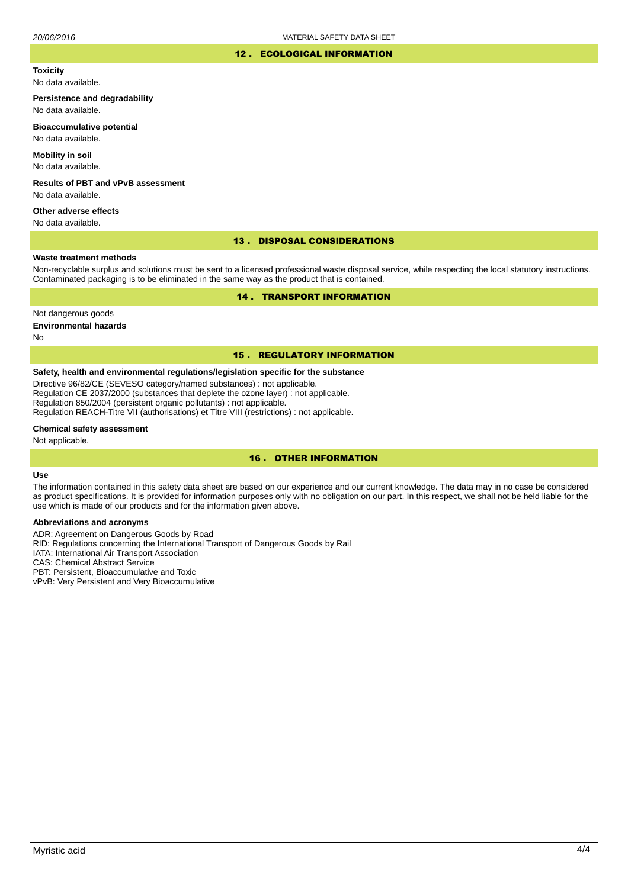## 12 . ECOLOGICAL INFORMATION

**Toxicity**

No data available.

**Persistence and degradability**

No data available.

**Bioaccumulative potential**

No data available.

**Mobility in soil**

No data available.

**Results of PBT and vPvB assessment**

No data available.

**Other adverse effects**

No data available.

## 13 . DISPOSAL CONSIDERATIONS

**Waste treatment methods**

Non-recyclable surplus and solutions must be sent to a licensed professional waste disposal service, while respecting the local statutory instructions. Contaminated packaging is to be eliminated in the same way as the product that is contained.

## 14 . TRANSPORT INFORMATION

Not dangerous goods

**Environmental hazards**

No

## 15 . REGULATORY INFORMATION

**Safety, health and environmental regulations/legislation specific for the substance**

Directive 96/82/CE (SEVESO category/named substances) : not applicable.
Regulation CE 2037/2000 (substances that deplete the ozone layer) : not applicable.
Regulation 850/2004 (persistent organic pollutants) : not applicable.
Regulation REACH-Titre VII (authorisations) et Titre VIII (restrictions) : not applicable.

**Chemical safety assessment**

Not applicable.

## 16 . OTHER INFORMATION

**Use**

The information contained in this safety data sheet are based on our experience and our current knowledge. The data may in no case be considered as product specifications. It is provided for information purposes only with no obligation on our part. In this respect, we shall not be held liable for the use which is made of our products and for the information given above.

**Abbreviations and acronyms**

ADR: Agreement on Dangerous Goods by Road
RID: Regulations concerning the International Transport of Dangerous Goods by Rail
IATA: International Air Transport Association
CAS: Chemical Abstract Service
PBT: Persistent, Bioaccumulative and Toxic
vPvB: Very Persistent and Very Bioaccumulative